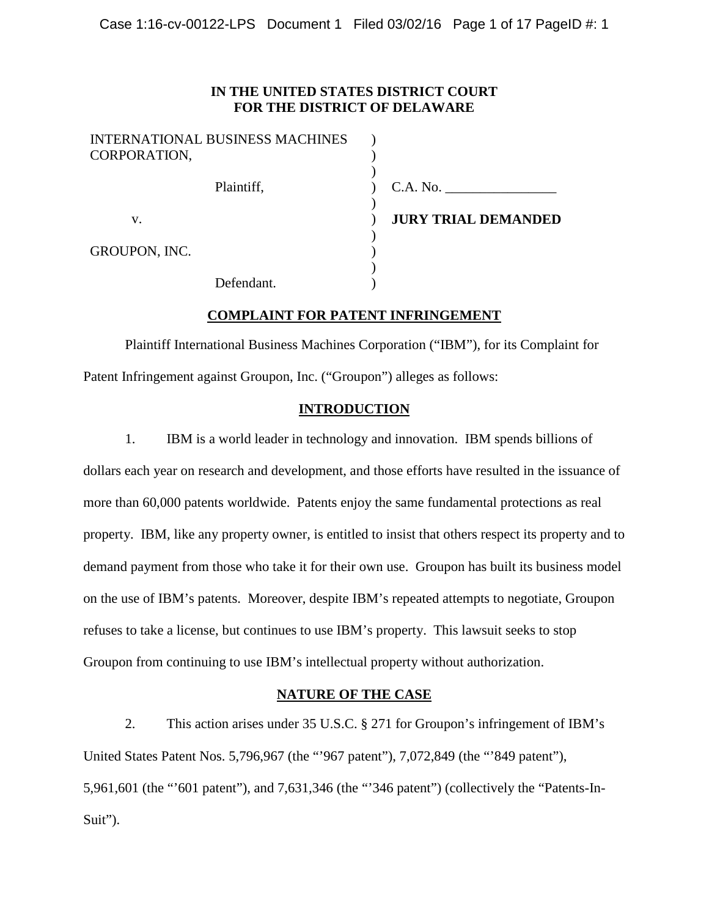**IN THE UNITED STATES DISTRICT COURT**
**FOR THE DISTRICT OF DELAWARE**

| | | |
|---|---|---|
| INTERNATIONAL BUSINESS MACHINES CORPORATION, | ) | |
| Plaintiff, | ) | C.A. No. _______________ |
| v. | ) | **JURY TRIAL DEMANDED** |
| GROUPON, INC. | ) | |
| Defendant. | ) | |

**COMPLAINT FOR PATENT INFRINGEMENT**

Plaintiff International Business Machines Corporation ("IBM"), for its Complaint for Patent Infringement against Groupon, Inc. ("Groupon") alleges as follows:

**INTRODUCTION**

1. IBM is a world leader in technology and innovation. IBM spends billions of dollars each year on research and development, and those efforts have resulted in the issuance of more than 60,000 patents worldwide. Patents enjoy the same fundamental protections as real property. IBM, like any property owner, is entitled to insist that others respect its property and to demand payment from those who take it for their own use. Groupon has built its business model on the use of IBM's patents. Moreover, despite IBM's repeated attempts to negotiate, Groupon refuses to take a license, but continues to use IBM's property. This lawsuit seeks to stop Groupon from continuing to use IBM's intellectual property without authorization.

**NATURE OF THE CASE**

2. This action arises under 35 U.S.C. § 271 for Groupon's infringement of IBM's United States Patent Nos. 5,796,967 (the "'967 patent"), 7,072,849 (the "'849 patent"), 5,961,601 (the "'601 patent"), and 7,631,346 (the "'346 patent") (collectively the "Patents-In-Suit").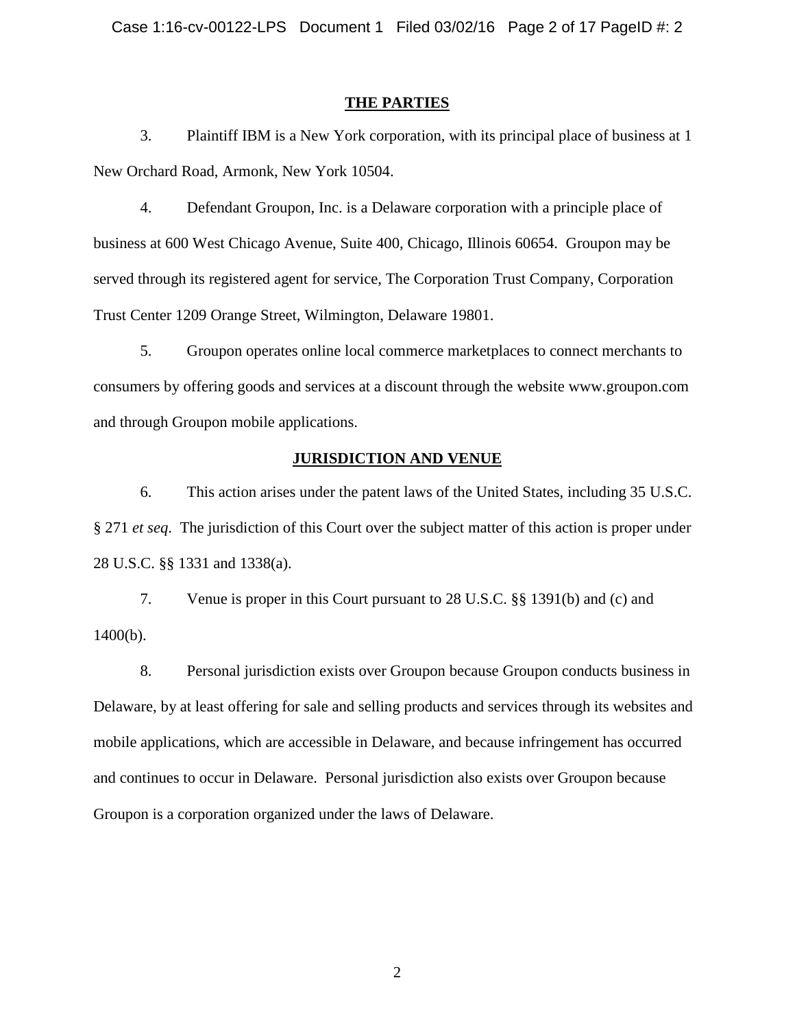## THE PARTIES

3. Plaintiff IBM is a New York corporation, with its principal place of business at 1 New Orchard Road, Armonk, New York 10504.

4. Defendant Groupon, Inc. is a Delaware corporation with a principle place of business at 600 West Chicago Avenue, Suite 400, Chicago, Illinois 60654. Groupon may be served through its registered agent for service, The Corporation Trust Company, Corporation Trust Center 1209 Orange Street, Wilmington, Delaware 19801.

5. Groupon operates online local commerce marketplaces to connect merchants to consumers by offering goods and services at a discount through the website www.groupon.com and through Groupon mobile applications.

## JURISDICTION AND VENUE

6. This action arises under the patent laws of the United States, including 35 U.S.C. § 271 *et seq*. The jurisdiction of this Court over the subject matter of this action is proper under 28 U.S.C. §§ 1331 and 1338(a).

7. Venue is proper in this Court pursuant to 28 U.S.C. §§ 1391(b) and (c) and 1400(b).

8. Personal jurisdiction exists over Groupon because Groupon conducts business in Delaware, by at least offering for sale and selling products and services through its websites and mobile applications, which are accessible in Delaware, and because infringement has occurred and continues to occur in Delaware. Personal jurisdiction also exists over Groupon because Groupon is a corporation organized under the laws of Delaware.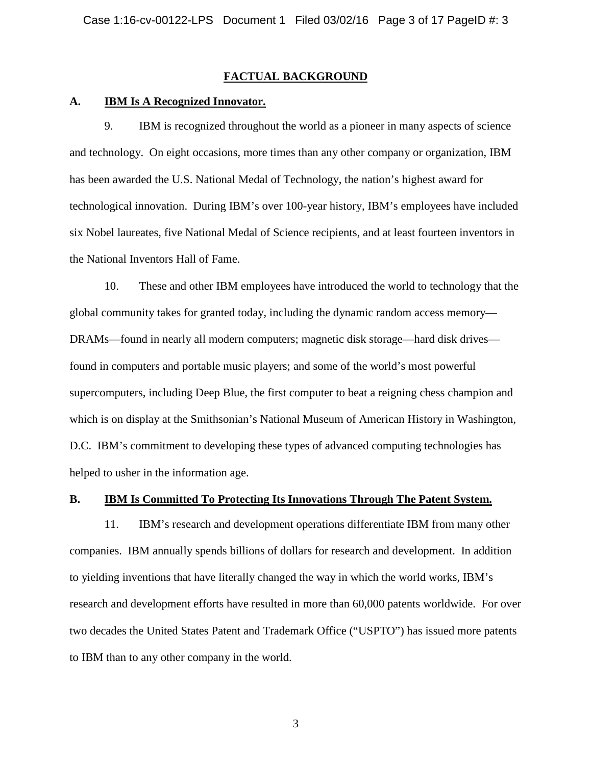## FACTUAL BACKGROUND

### A. IBM Is A Recognized Innovator.

9. IBM is recognized throughout the world as a pioneer in many aspects of science and technology. On eight occasions, more times than any other company or organization, IBM has been awarded the U.S. National Medal of Technology, the nation's highest award for technological innovation. During IBM's over 100-year history, IBM's employees have included six Nobel laureates, five National Medal of Science recipients, and at least fourteen inventors in the National Inventors Hall of Fame.

10. These and other IBM employees have introduced the world to technology that the global community takes for granted today, including the dynamic random access memory—DRAMs—found in nearly all modern computers; magnetic disk storage—hard disk drives—found in computers and portable music players; and some of the world's most powerful supercomputers, including Deep Blue, the first computer to beat a reigning chess champion and which is on display at the Smithsonian's National Museum of American History in Washington, D.C. IBM's commitment to developing these types of advanced computing technologies has helped to usher in the information age.

### B. IBM Is Committed To Protecting Its Innovations Through The Patent System.

11. IBM's research and development operations differentiate IBM from many other companies. IBM annually spends billions of dollars for research and development. In addition to yielding inventions that have literally changed the way in which the world works, IBM's research and development efforts have resulted in more than 60,000 patents worldwide. For over two decades the United States Patent and Trademark Office ("USPTO") has issued more patents to IBM than to any other company in the world.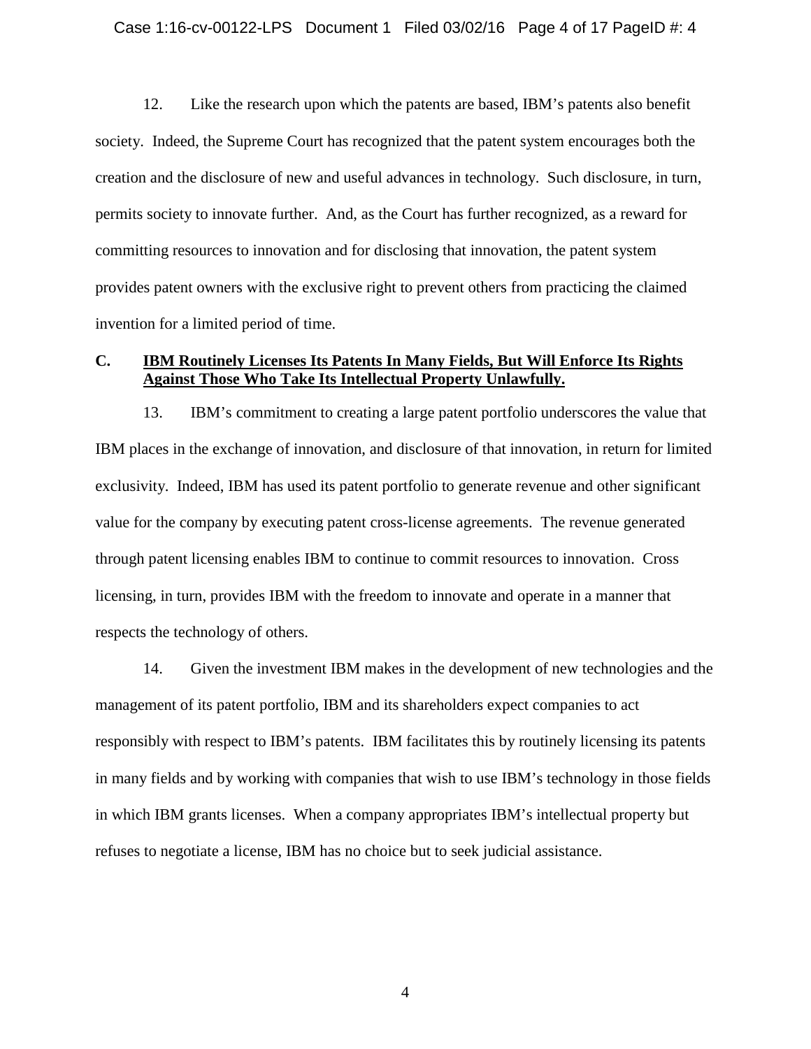12. Like the research upon which the patents are based, IBM's patents also benefit society. Indeed, the Supreme Court has recognized that the patent system encourages both the creation and the disclosure of new and useful advances in technology. Such disclosure, in turn, permits society to innovate further. And, as the Court has further recognized, as a reward for committing resources to innovation and for disclosing that innovation, the patent system provides patent owners with the exclusive right to prevent others from practicing the claimed invention for a limited period of time.

## C. IBM Routinely Licenses Its Patents In Many Fields, But Will Enforce Its Rights Against Those Who Take Its Intellectual Property Unlawfully.

13. IBM's commitment to creating a large patent portfolio underscores the value that IBM places in the exchange of innovation, and disclosure of that innovation, in return for limited exclusivity. Indeed, IBM has used its patent portfolio to generate revenue and other significant value for the company by executing patent cross-license agreements. The revenue generated through patent licensing enables IBM to continue to commit resources to innovation. Cross licensing, in turn, provides IBM with the freedom to innovate and operate in a manner that respects the technology of others.

14. Given the investment IBM makes in the development of new technologies and the management of its patent portfolio, IBM and its shareholders expect companies to act responsibly with respect to IBM's patents. IBM facilitates this by routinely licensing its patents in many fields and by working with companies that wish to use IBM's technology in those fields in which IBM grants licenses. When a company appropriates IBM's intellectual property but refuses to negotiate a license, IBM has no choice but to seek judicial assistance.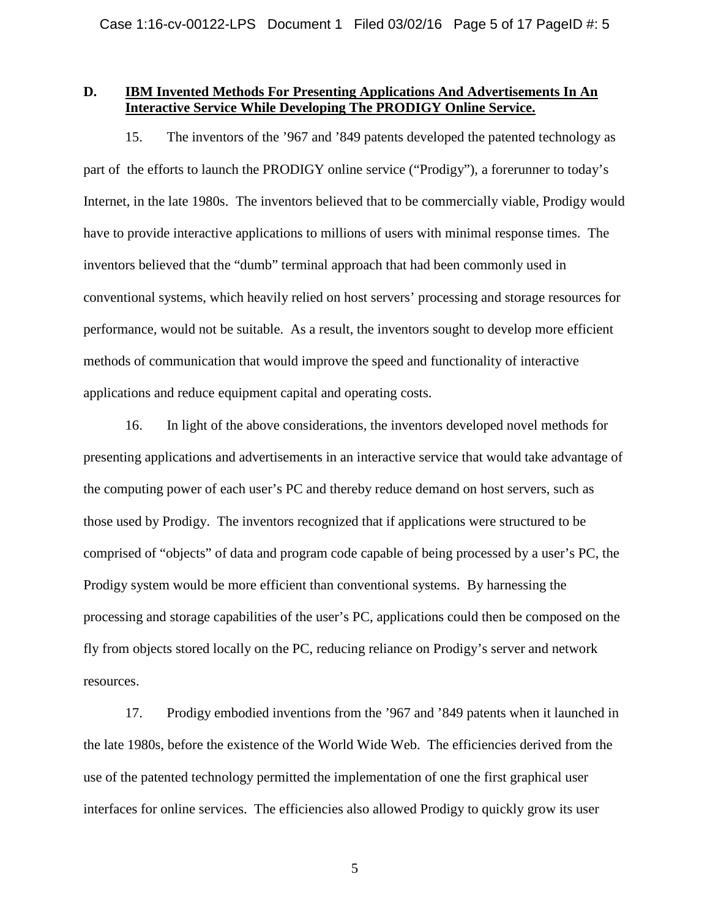**D. IBM Invented Methods For Presenting Applications And Advertisements In An Interactive Service While Developing The PRODIGY Online Service.**

15. The inventors of the '967 and '849 patents developed the patented technology as part of the efforts to launch the PRODIGY online service ("Prodigy"), a forerunner to today's Internet, in the late 1980s. The inventors believed that to be commercially viable, Prodigy would have to provide interactive applications to millions of users with minimal response times. The inventors believed that the "dumb" terminal approach that had been commonly used in conventional systems, which heavily relied on host servers' processing and storage resources for performance, would not be suitable. As a result, the inventors sought to develop more efficient methods of communication that would improve the speed and functionality of interactive applications and reduce equipment capital and operating costs.

16. In light of the above considerations, the inventors developed novel methods for presenting applications and advertisements in an interactive service that would take advantage of the computing power of each user's PC and thereby reduce demand on host servers, such as those used by Prodigy. The inventors recognized that if applications were structured to be comprised of "objects" of data and program code capable of being processed by a user's PC, the Prodigy system would be more efficient than conventional systems. By harnessing the processing and storage capabilities of the user's PC, applications could then be composed on the fly from objects stored locally on the PC, reducing reliance on Prodigy's server and network resources.

17. Prodigy embodied inventions from the '967 and '849 patents when it launched in the late 1980s, before the existence of the World Wide Web. The efficiencies derived from the use of the patented technology permitted the implementation of one the first graphical user interfaces for online services. The efficiencies also allowed Prodigy to quickly grow its user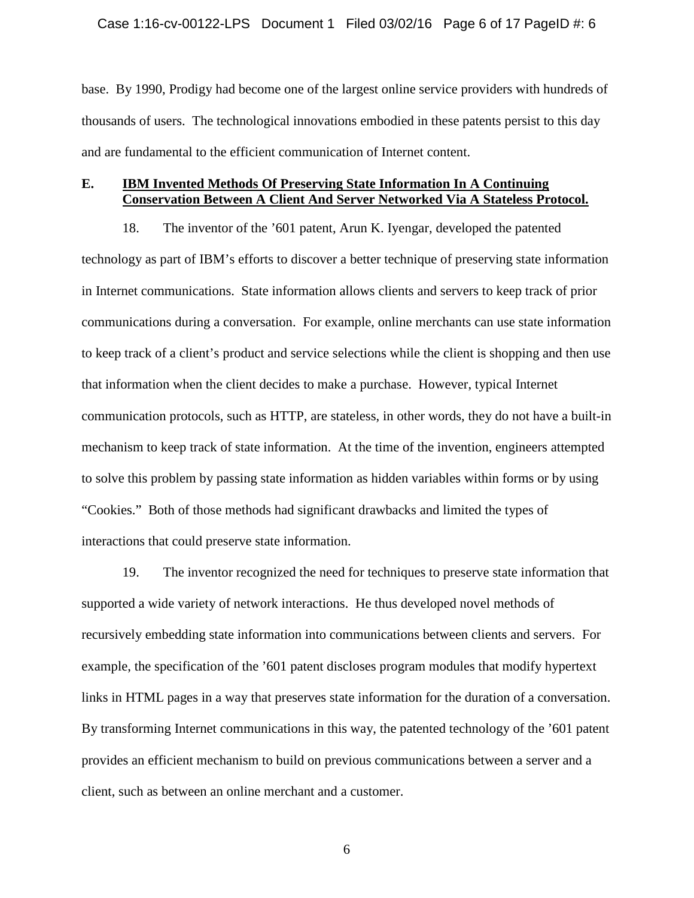base. By 1990, Prodigy had become one of the largest online service providers with hundreds of thousands of users. The technological innovations embodied in these patents persist to this day and are fundamental to the efficient communication of Internet content.

### E. IBM Invented Methods Of Preserving State Information In A Continuing Conservation Between A Client And Server Networked Via A Stateless Protocol.

18. The inventor of the ’601 patent, Arun K. Iyengar, developed the patented technology as part of IBM’s efforts to discover a better technique of preserving state information in Internet communications. State information allows clients and servers to keep track of prior communications during a conversation. For example, online merchants can use state information to keep track of a client’s product and service selections while the client is shopping and then use that information when the client decides to make a purchase. However, typical Internet communication protocols, such as HTTP, are stateless, in other words, they do not have a built-in mechanism to keep track of state information. At the time of the invention, engineers attempted to solve this problem by passing state information as hidden variables within forms or by using “Cookies.” Both of those methods had significant drawbacks and limited the types of interactions that could preserve state information.

19. The inventor recognized the need for techniques to preserve state information that supported a wide variety of network interactions. He thus developed novel methods of recursively embedding state information into communications between clients and servers. For example, the specification of the ’601 patent discloses program modules that modify hypertext links in HTML pages in a way that preserves state information for the duration of a conversation. By transforming Internet communications in this way, the patented technology of the ’601 patent provides an efficient mechanism to build on previous communications between a server and a client, such as between an online merchant and a customer.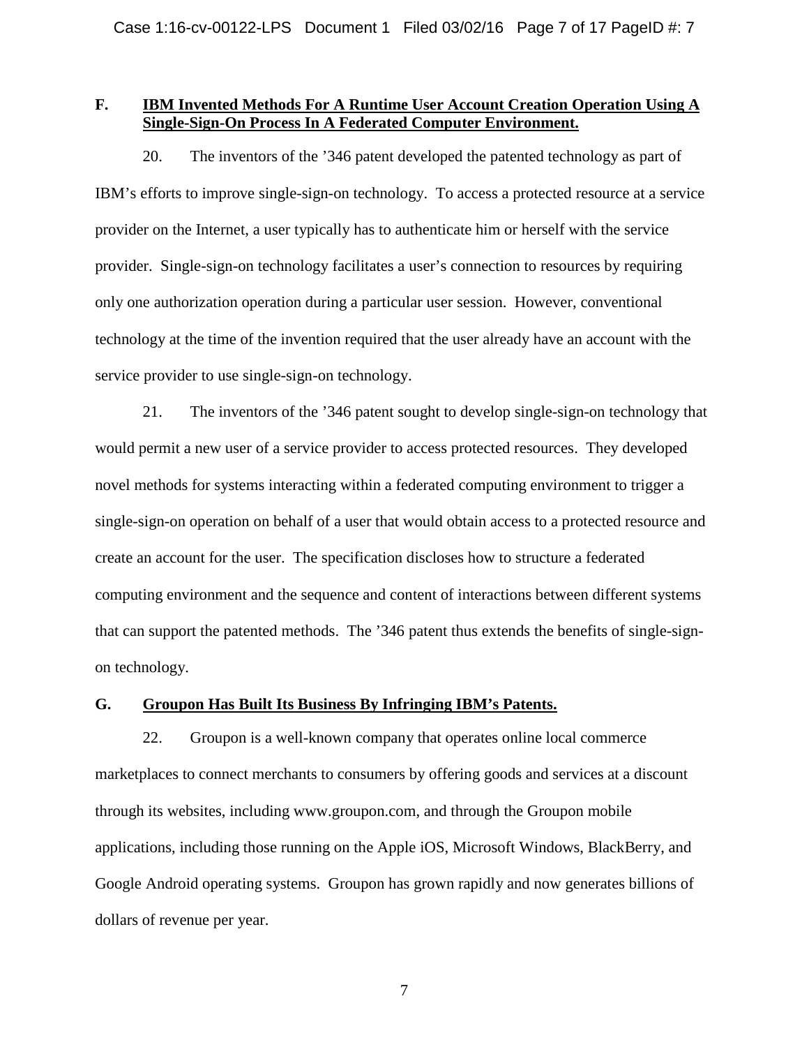### F. IBM Invented Methods For A Runtime User Account Creation Operation Using A Single-Sign-On Process In A Federated Computer Environment.

20. The inventors of the ’346 patent developed the patented technology as part of IBM’s efforts to improve single-sign-on technology. To access a protected resource at a service provider on the Internet, a user typically has to authenticate him or herself with the service provider. Single-sign-on technology facilitates a user’s connection to resources by requiring only one authorization operation during a particular user session. However, conventional technology at the time of the invention required that the user already have an account with the service provider to use single-sign-on technology.

21. The inventors of the ’346 patent sought to develop single-sign-on technology that would permit a new user of a service provider to access protected resources. They developed novel methods for systems interacting within a federated computing environment to trigger a single-sign-on operation on behalf of a user that would obtain access to a protected resource and create an account for the user. The specification discloses how to structure a federated computing environment and the sequence and content of interactions between different systems that can support the patented methods. The ’346 patent thus extends the benefits of single-sign-on technology.

### G. Groupon Has Built Its Business By Infringing IBM’s Patents.

22. Groupon is a well-known company that operates online local commerce marketplaces to connect merchants to consumers by offering goods and services at a discount through its websites, including www.groupon.com, and through the Groupon mobile applications, including those running on the Apple iOS, Microsoft Windows, BlackBerry, and Google Android operating systems. Groupon has grown rapidly and now generates billions of dollars of revenue per year.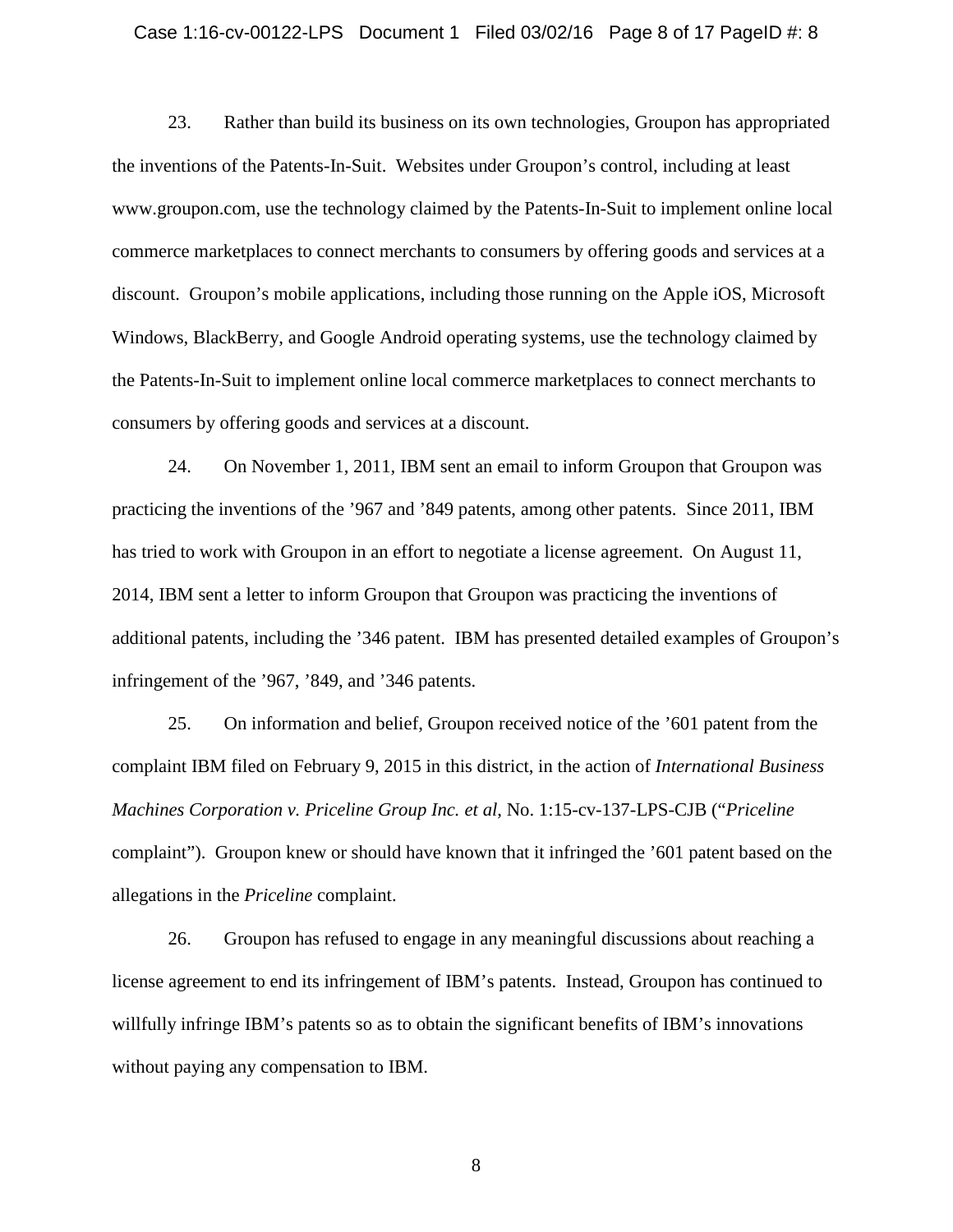23. Rather than build its business on its own technologies, Groupon has appropriated the inventions of the Patents-In-Suit. Websites under Groupon's control, including at least www.groupon.com, use the technology claimed by the Patents-In-Suit to implement online local commerce marketplaces to connect merchants to consumers by offering goods and services at a discount. Groupon's mobile applications, including those running on the Apple iOS, Microsoft Windows, BlackBerry, and Google Android operating systems, use the technology claimed by the Patents-In-Suit to implement online local commerce marketplaces to connect merchants to consumers by offering goods and services at a discount.

24. On November 1, 2011, IBM sent an email to inform Groupon that Groupon was practicing the inventions of the '967 and '849 patents, among other patents. Since 2011, IBM has tried to work with Groupon in an effort to negotiate a license agreement. On August 11, 2014, IBM sent a letter to inform Groupon that Groupon was practicing the inventions of additional patents, including the '346 patent. IBM has presented detailed examples of Groupon's infringement of the '967, '849, and '346 patents.

25. On information and belief, Groupon received notice of the '601 patent from the complaint IBM filed on February 9, 2015 in this district, in the action of *International Business Machines Corporation v. Priceline Group Inc. et al*, No. 1:15-cv-137-LPS-CJB ("*Priceline* complaint"). Groupon knew or should have known that it infringed the '601 patent based on the allegations in the *Priceline* complaint.

26. Groupon has refused to engage in any meaningful discussions about reaching a license agreement to end its infringement of IBM's patents. Instead, Groupon has continued to willfully infringe IBM's patents so as to obtain the significant benefits of IBM's innovations without paying any compensation to IBM.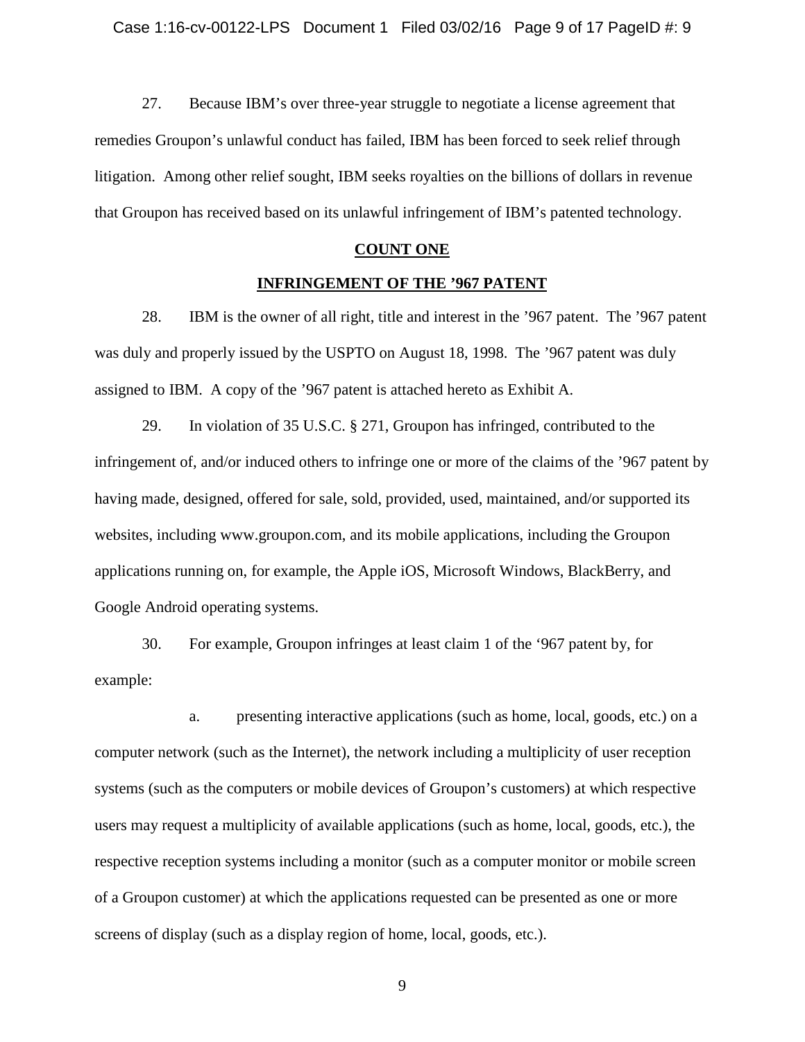27. Because IBM's over three-year struggle to negotiate a license agreement that remedies Groupon's unlawful conduct has failed, IBM has been forced to seek relief through litigation. Among other relief sought, IBM seeks royalties on the billions of dollars in revenue that Groupon has received based on its unlawful infringement of IBM's patented technology.

## COUNT ONE

## INFRINGEMENT OF THE '967 PATENT

28. IBM is the owner of all right, title and interest in the '967 patent. The '967 patent was duly and properly issued by the USPTO on August 18, 1998. The '967 patent was duly assigned to IBM. A copy of the '967 patent is attached hereto as Exhibit A.

29. In violation of 35 U.S.C. § 271, Groupon has infringed, contributed to the infringement of, and/or induced others to infringe one or more of the claims of the '967 patent by having made, designed, offered for sale, sold, provided, used, maintained, and/or supported its websites, including www.groupon.com, and its mobile applications, including the Groupon applications running on, for example, the Apple iOS, Microsoft Windows, BlackBerry, and Google Android operating systems.

30. For example, Groupon infringes at least claim 1 of the '967 patent by, for example:

a. presenting interactive applications (such as home, local, goods, etc.) on a computer network (such as the Internet), the network including a multiplicity of user reception systems (such as the computers or mobile devices of Groupon's customers) at which respective users may request a multiplicity of available applications (such as home, local, goods, etc.), the respective reception systems including a monitor (such as a computer monitor or mobile screen of a Groupon customer) at which the applications requested can be presented as one or more screens of display (such as a display region of home, local, goods, etc.).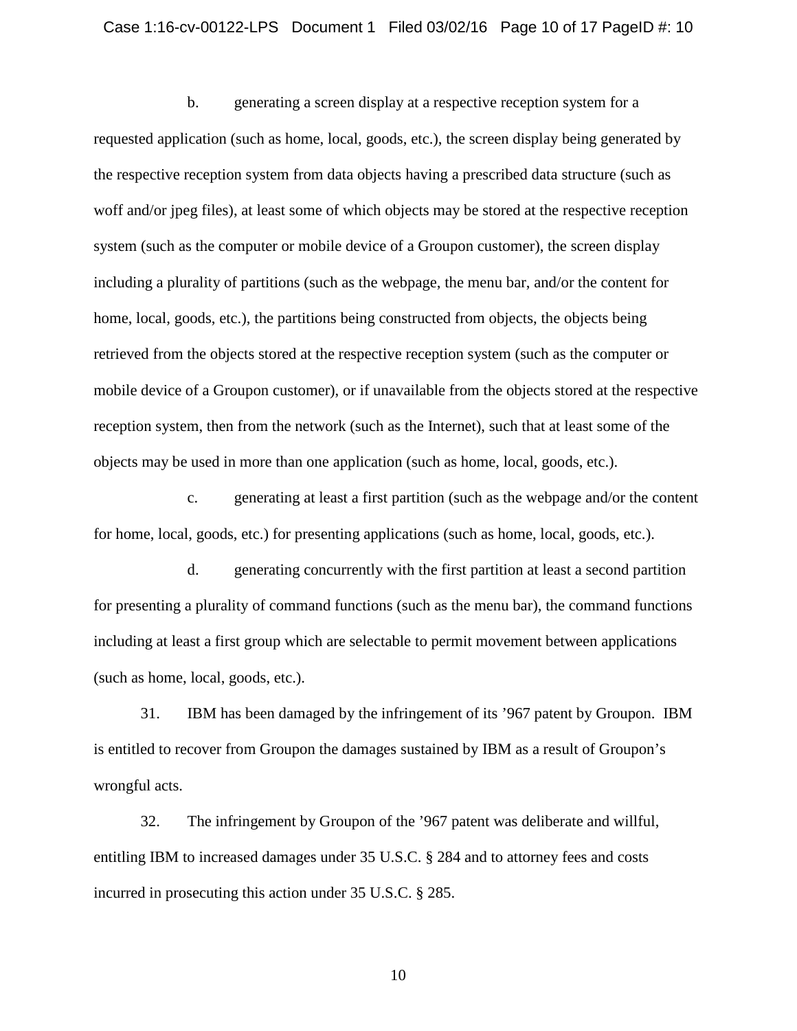b. generating a screen display at a respective reception system for a requested application (such as home, local, goods, etc.), the screen display being generated by the respective reception system from data objects having a prescribed data structure (such as woff and/or jpeg files), at least some of which objects may be stored at the respective reception system (such as the computer or mobile device of a Groupon customer), the screen display including a plurality of partitions (such as the webpage, the menu bar, and/or the content for home, local, goods, etc.), the partitions being constructed from objects, the objects being retrieved from the objects stored at the respective reception system (such as the computer or mobile device of a Groupon customer), or if unavailable from the objects stored at the respective reception system, then from the network (such as the Internet), such that at least some of the objects may be used in more than one application (such as home, local, goods, etc.).

c. generating at least a first partition (such as the webpage and/or the content for home, local, goods, etc.) for presenting applications (such as home, local, goods, etc.).

d. generating concurrently with the first partition at least a second partition for presenting a plurality of command functions (such as the menu bar), the command functions including at least a first group which are selectable to permit movement between applications (such as home, local, goods, etc.).

31. IBM has been damaged by the infringement of its ’967 patent by Groupon. IBM is entitled to recover from Groupon the damages sustained by IBM as a result of Groupon’s wrongful acts.

32. The infringement by Groupon of the ’967 patent was deliberate and willful, entitling IBM to increased damages under 35 U.S.C. § 284 and to attorney fees and costs incurred in prosecuting this action under 35 U.S.C. § 285.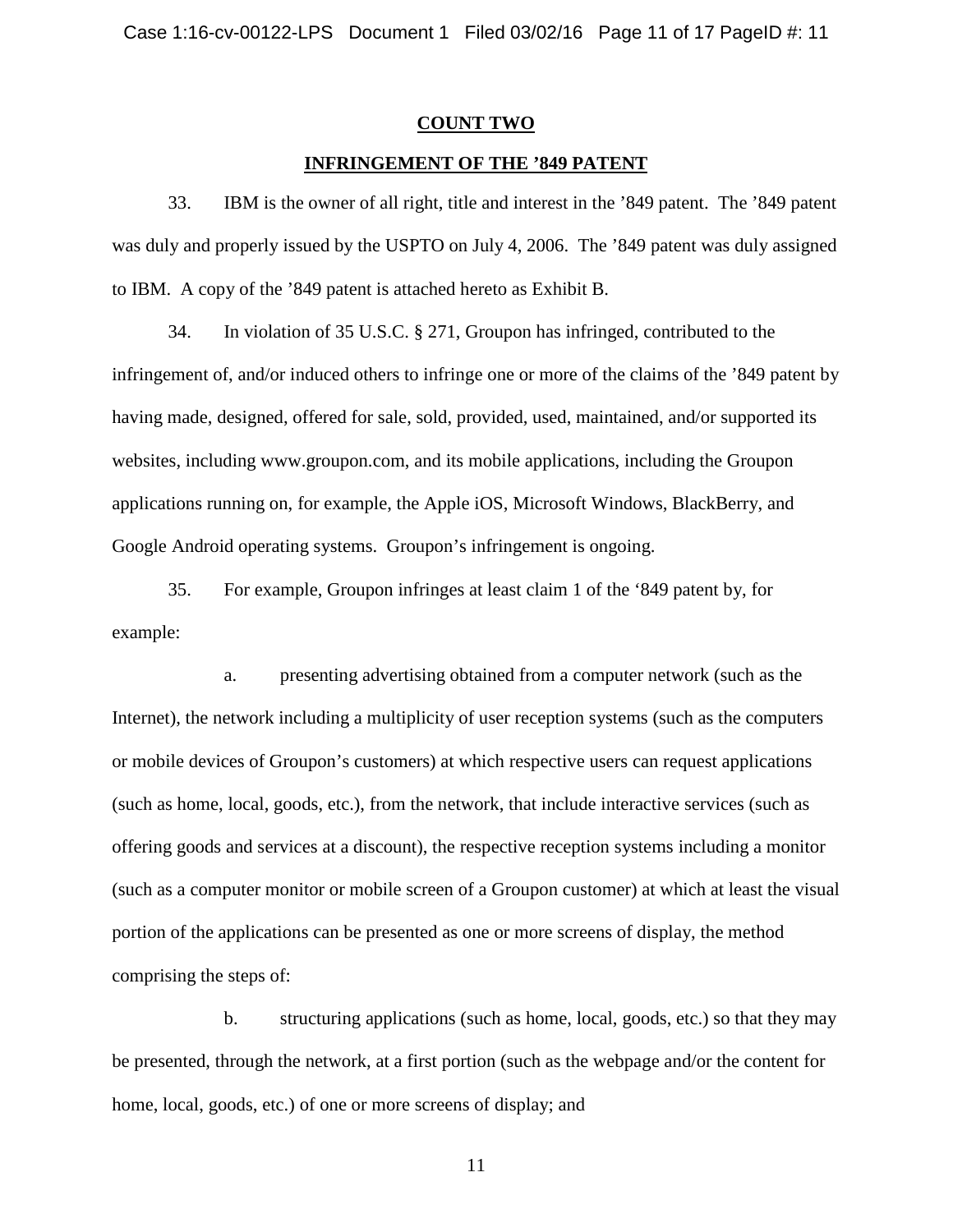## COUNT TWO

## INFRINGEMENT OF THE ’849 PATENT

33. IBM is the owner of all right, title and interest in the ’849 patent. The ’849 patent was duly and properly issued by the USPTO on July 4, 2006. The ’849 patent was duly assigned to IBM. A copy of the ’849 patent is attached hereto as Exhibit B.

34. In violation of 35 U.S.C. § 271, Groupon has infringed, contributed to the infringement of, and/or induced others to infringe one or more of the claims of the ’849 patent by having made, designed, offered for sale, sold, provided, used, maintained, and/or supported its websites, including www.groupon.com, and its mobile applications, including the Groupon applications running on, for example, the Apple iOS, Microsoft Windows, BlackBerry, and Google Android operating systems. Groupon’s infringement is ongoing.

35. For example, Groupon infringes at least claim 1 of the ‘849 patent by, for example:

a. presenting advertising obtained from a computer network (such as the Internet), the network including a multiplicity of user reception systems (such as the computers or mobile devices of Groupon’s customers) at which respective users can request applications (such as home, local, goods, etc.), from the network, that include interactive services (such as offering goods and services at a discount), the respective reception systems including a monitor (such as a computer monitor or mobile screen of a Groupon customer) at which at least the visual portion of the applications can be presented as one or more screens of display, the method comprising the steps of:

b. structuring applications (such as home, local, goods, etc.) so that they may be presented, through the network, at a first portion (such as the webpage and/or the content for home, local, goods, etc.) of one or more screens of display; and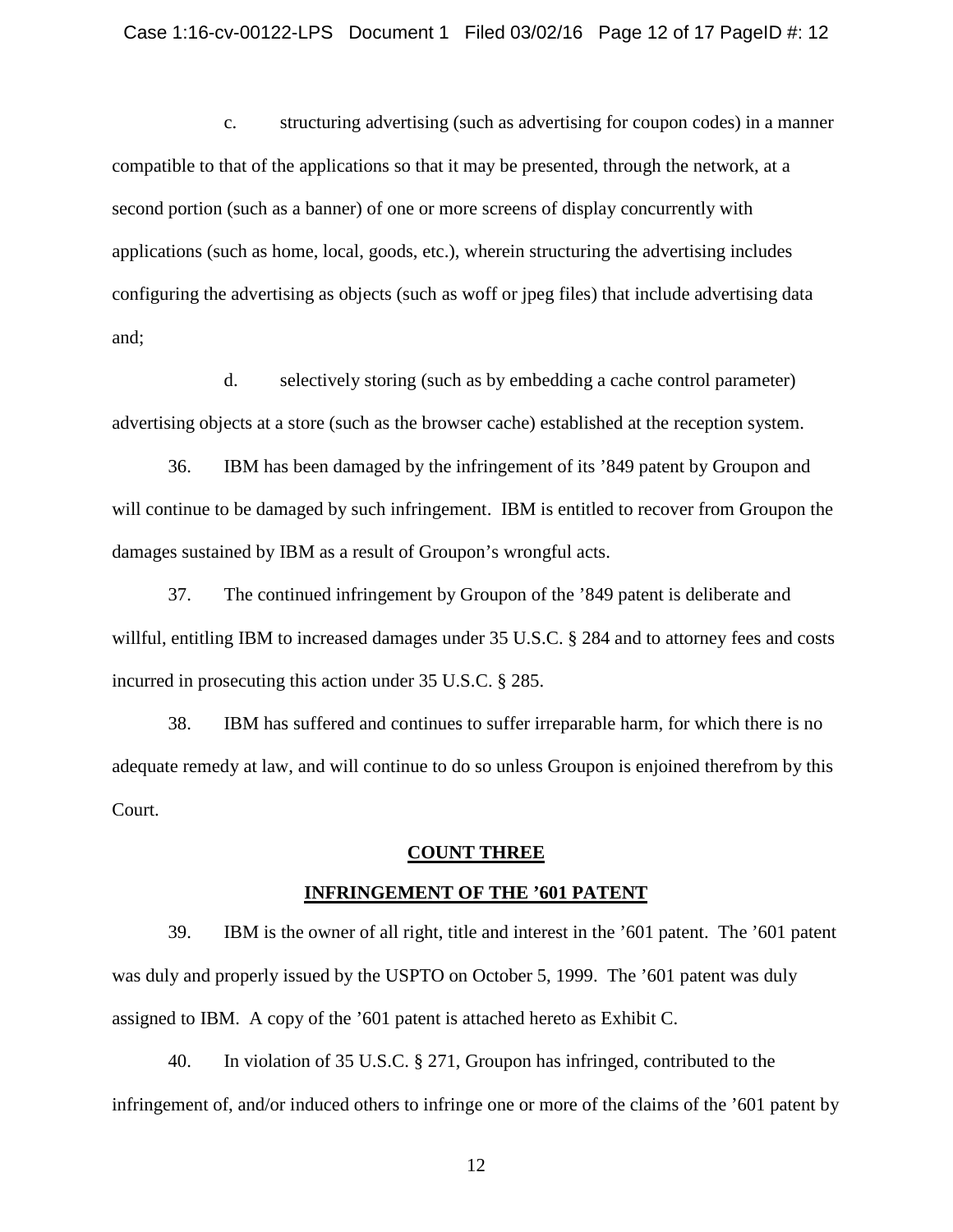c. structuring advertising (such as advertising for coupon codes) in a manner compatible to that of the applications so that it may be presented, through the network, at a second portion (such as a banner) of one or more screens of display concurrently with applications (such as home, local, goods, etc.), wherein structuring the advertising includes configuring the advertising as objects (such as woff or jpeg files) that include advertising data and;

d. selectively storing (such as by embedding a cache control parameter) advertising objects at a store (such as the browser cache) established at the reception system.

36. IBM has been damaged by the infringement of its ’849 patent by Groupon and will continue to be damaged by such infringement. IBM is entitled to recover from Groupon the damages sustained by IBM as a result of Groupon’s wrongful acts.

37. The continued infringement by Groupon of the ’849 patent is deliberate and willful, entitling IBM to increased damages under 35 U.S.C. § 284 and to attorney fees and costs incurred in prosecuting this action under 35 U.S.C. § 285.

38. IBM has suffered and continues to suffer irreparable harm, for which there is no adequate remedy at law, and will continue to do so unless Groupon is enjoined therefrom by this Court.

## COUNT THREE

## INFRINGEMENT OF THE ’601 PATENT

39. IBM is the owner of all right, title and interest in the ’601 patent. The ’601 patent was duly and properly issued by the USPTO on October 5, 1999. The ’601 patent was duly assigned to IBM. A copy of the ’601 patent is attached hereto as Exhibit C.

40. In violation of 35 U.S.C. § 271, Groupon has infringed, contributed to the infringement of, and/or induced others to infringe one or more of the claims of the ’601 patent by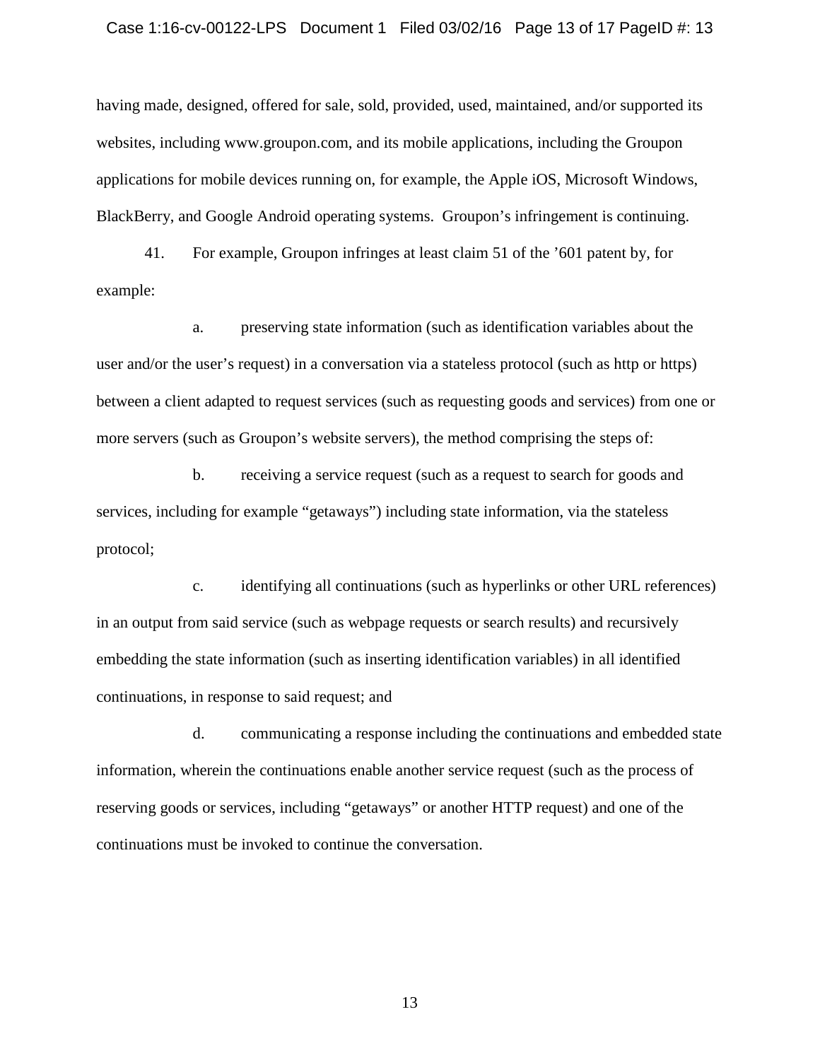having made, designed, offered for sale, sold, provided, used, maintained, and/or supported its websites, including www.groupon.com, and its mobile applications, including the Groupon applications for mobile devices running on, for example, the Apple iOS, Microsoft Windows, BlackBerry, and Google Android operating systems. Groupon's infringement is continuing.

41. For example, Groupon infringes at least claim 51 of the '601 patent by, for example:

a. preserving state information (such as identification variables about the user and/or the user's request) in a conversation via a stateless protocol (such as http or https) between a client adapted to request services (such as requesting goods and services) from one or more servers (such as Groupon's website servers), the method comprising the steps of:

b. receiving a service request (such as a request to search for goods and services, including for example "getaways") including state information, via the stateless protocol;

c. identifying all continuations (such as hyperlinks or other URL references) in an output from said service (such as webpage requests or search results) and recursively embedding the state information (such as inserting identification variables) in all identified continuations, in response to said request; and

d. communicating a response including the continuations and embedded state information, wherein the continuations enable another service request (such as the process of reserving goods or services, including "getaways" or another HTTP request) and one of the continuations must be invoked to continue the conversation.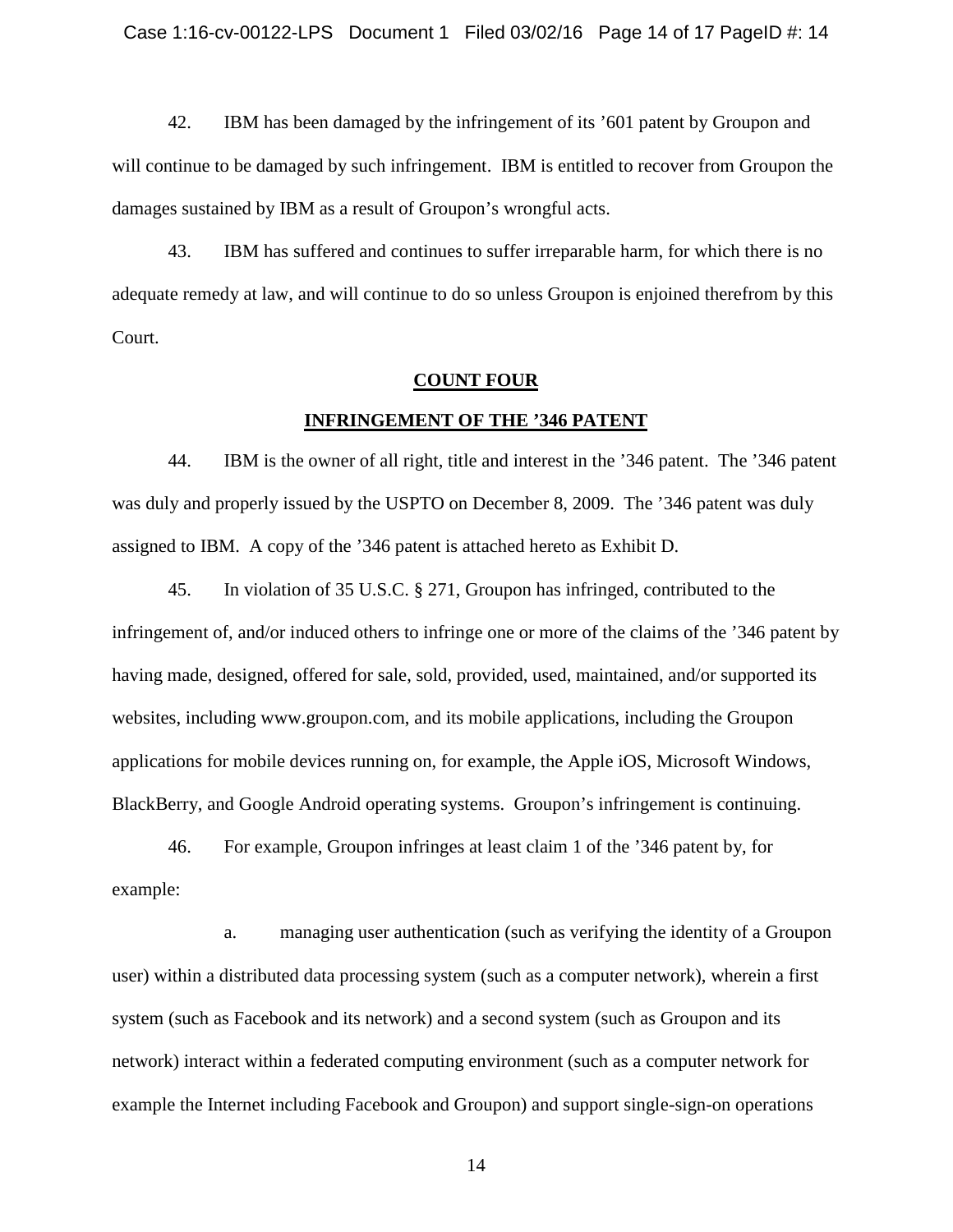42. IBM has been damaged by the infringement of its ’601 patent by Groupon and will continue to be damaged by such infringement. IBM is entitled to recover from Groupon the damages sustained by IBM as a result of Groupon’s wrongful acts.

43. IBM has suffered and continues to suffer irreparable harm, for which there is no adequate remedy at law, and will continue to do so unless Groupon is enjoined therefrom by this Court.

## COUNT FOUR

## INFRINGEMENT OF THE ’346 PATENT

44. IBM is the owner of all right, title and interest in the ’346 patent. The ’346 patent was duly and properly issued by the USPTO on December 8, 2009. The ’346 patent was duly assigned to IBM. A copy of the ’346 patent is attached hereto as Exhibit D.

45. In violation of 35 U.S.C. § 271, Groupon has infringed, contributed to the infringement of, and/or induced others to infringe one or more of the claims of the ’346 patent by having made, designed, offered for sale, sold, provided, used, maintained, and/or supported its websites, including www.groupon.com, and its mobile applications, including the Groupon applications for mobile devices running on, for example, the Apple iOS, Microsoft Windows, BlackBerry, and Google Android operating systems. Groupon’s infringement is continuing.

46. For example, Groupon infringes at least claim 1 of the ’346 patent by, for example:

a. managing user authentication (such as verifying the identity of a Groupon user) within a distributed data processing system (such as a computer network), wherein a first system (such as Facebook and its network) and a second system (such as Groupon and its network) interact within a federated computing environment (such as a computer network for example the Internet including Facebook and Groupon) and support single-sign-on operations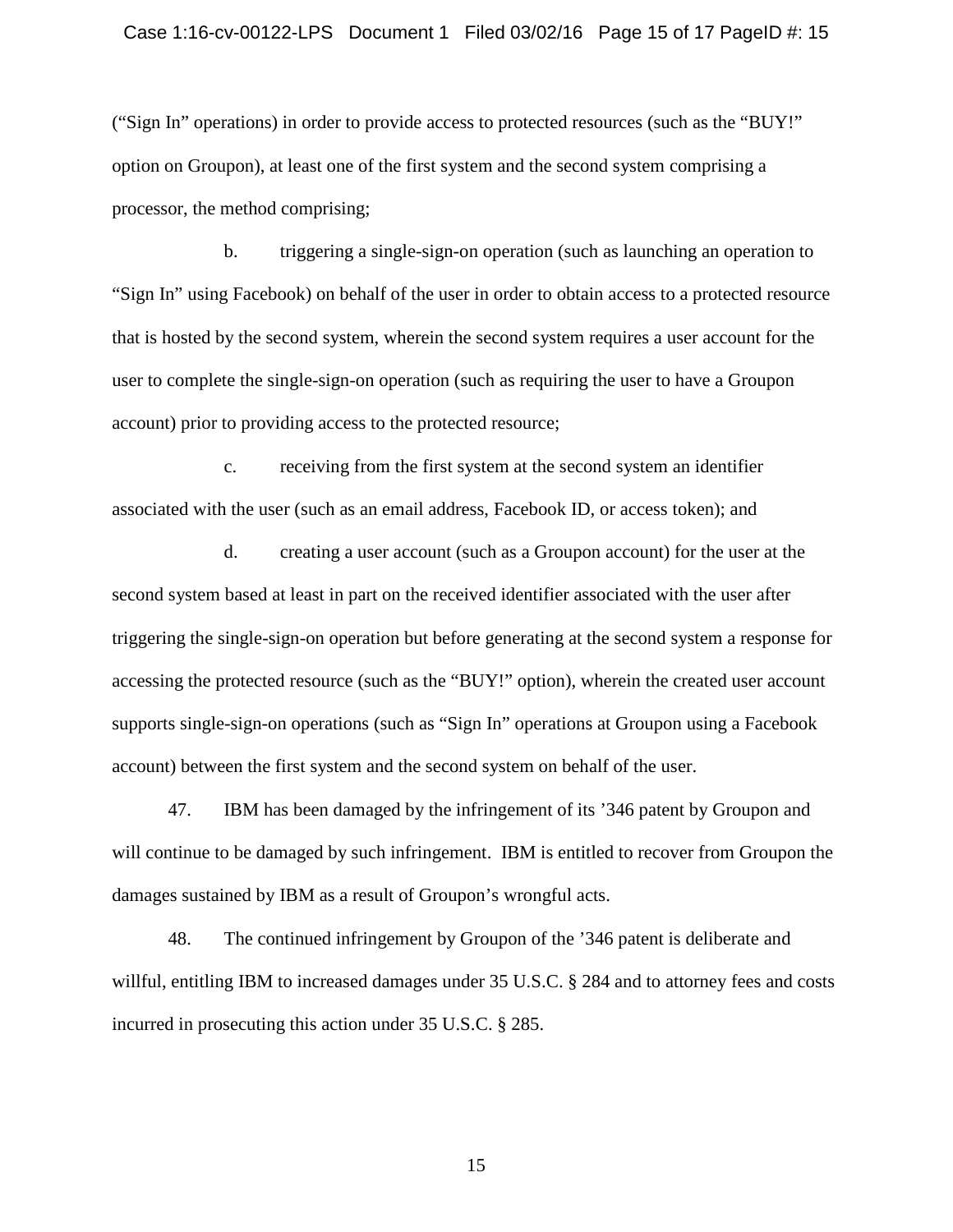("Sign In" operations) in order to provide access to protected resources (such as the "BUY!" option on Groupon), at least one of the first system and the second system comprising a processor, the method comprising;

b. triggering a single-sign-on operation (such as launching an operation to "Sign In" using Facebook) on behalf of the user in order to obtain access to a protected resource that is hosted by the second system, wherein the second system requires a user account for the user to complete the single-sign-on operation (such as requiring the user to have a Groupon account) prior to providing access to the protected resource;

c. receiving from the first system at the second system an identifier associated with the user (such as an email address, Facebook ID, or access token); and

d. creating a user account (such as a Groupon account) for the user at the second system based at least in part on the received identifier associated with the user after triggering the single-sign-on operation but before generating at the second system a response for accessing the protected resource (such as the "BUY!" option), wherein the created user account supports single-sign-on operations (such as "Sign In" operations at Groupon using a Facebook account) between the first system and the second system on behalf of the user.

47. IBM has been damaged by the infringement of its '346 patent by Groupon and will continue to be damaged by such infringement. IBM is entitled to recover from Groupon the damages sustained by IBM as a result of Groupon's wrongful acts.

48. The continued infringement by Groupon of the '346 patent is deliberate and willful, entitling IBM to increased damages under 35 U.S.C. § 284 and to attorney fees and costs incurred in prosecuting this action under 35 U.S.C. § 285.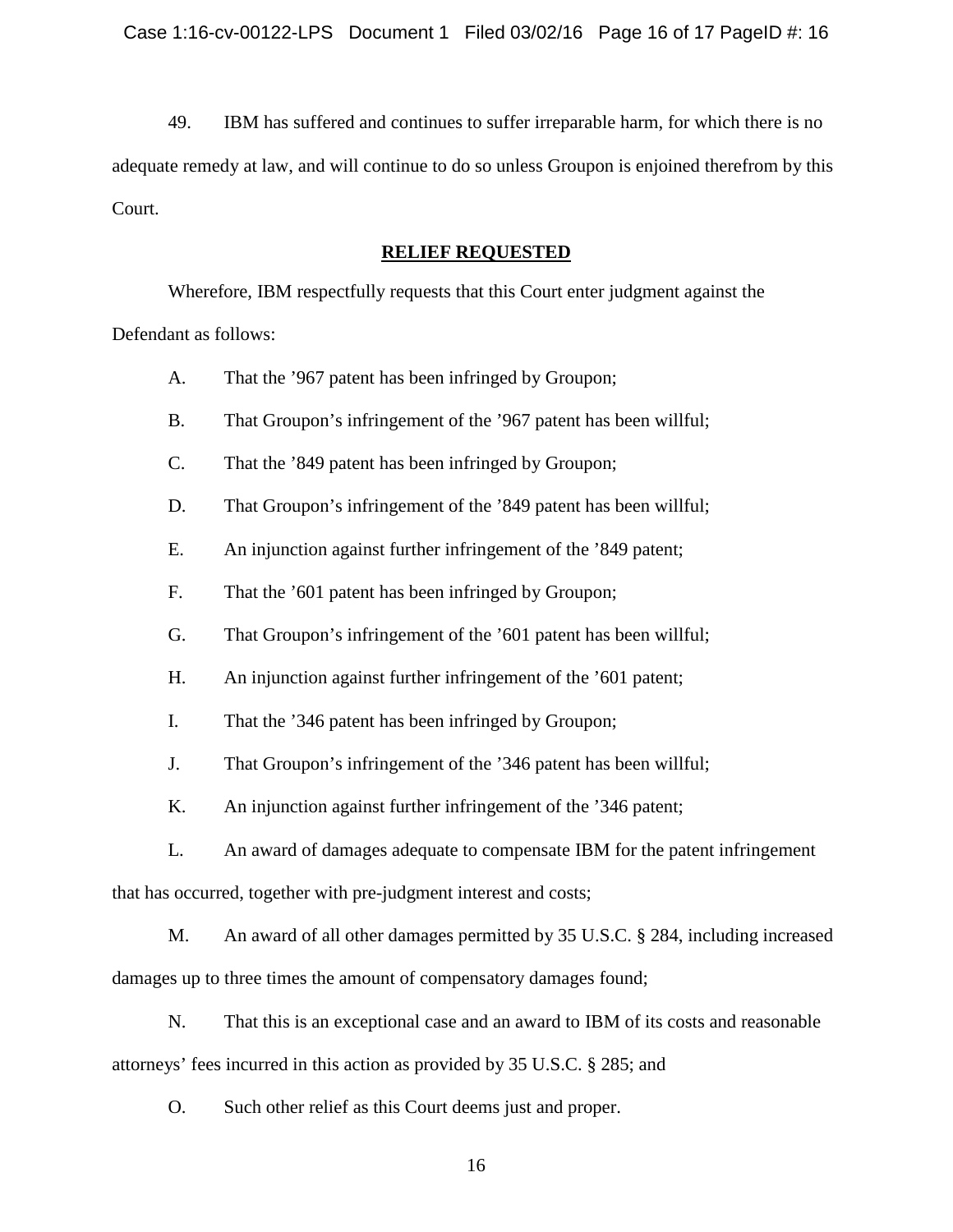49. IBM has suffered and continues to suffer irreparable harm, for which there is no adequate remedy at law, and will continue to do so unless Groupon is enjoined therefrom by this Court.

## **RELIEF REQUESTED**

Wherefore, IBM respectfully requests that this Court enter judgment against the Defendant as follows:

A. That the ’967 patent has been infringed by Groupon;

B. That Groupon’s infringement of the ’967 patent has been willful;

C. That the ’849 patent has been infringed by Groupon;

D. That Groupon’s infringement of the ’849 patent has been willful;

E. An injunction against further infringement of the ’849 patent;

F. That the ’601 patent has been infringed by Groupon;

G. That Groupon’s infringement of the ’601 patent has been willful;

H. An injunction against further infringement of the ’601 patent;

I. That the ’346 patent has been infringed by Groupon;

J. That Groupon’s infringement of the ’346 patent has been willful;

K. An injunction against further infringement of the ’346 patent;

L. An award of damages adequate to compensate IBM for the patent infringement that has occurred, together with pre-judgment interest and costs;

M. An award of all other damages permitted by 35 U.S.C. § 284, including increased damages up to three times the amount of compensatory damages found;

N. That this is an exceptional case and an award to IBM of its costs and reasonable attorneys’ fees incurred in this action as provided by 35 U.S.C. § 285; and

O. Such other relief as this Court deems just and proper.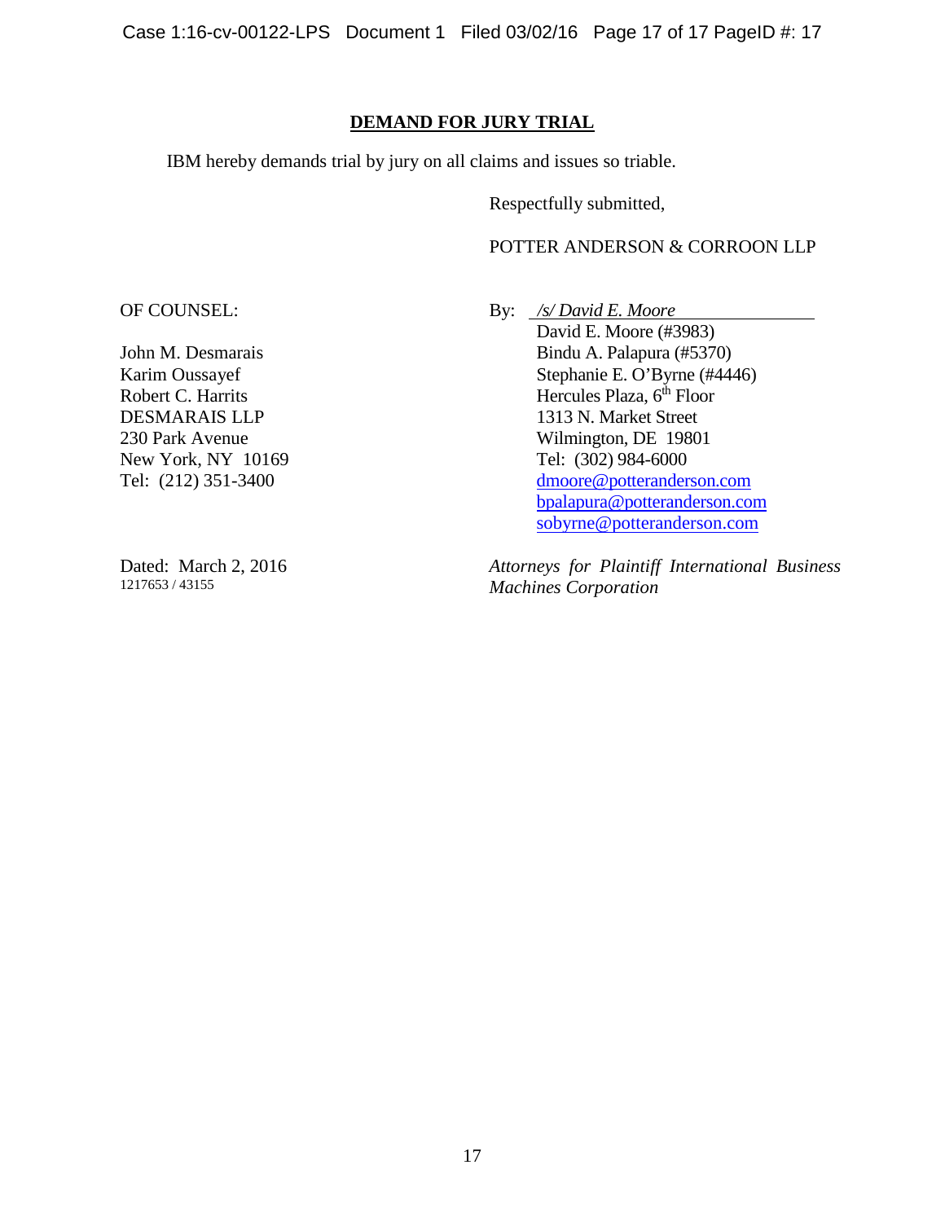## DEMAND FOR JURY TRIAL

IBM hereby demands trial by jury on all claims and issues so triable.

Respectfully submitted,

POTTER ANDERSON & CORROON LLP

By: */s/ David E. Moore*
David E. Moore (#3983)
Bindu A. Palapura (#5370)
Stephanie E. O'Byrne (#4446)
Hercules Plaza, 6th Floor
1313 N. Market Street
Wilmington, DE 19801
Tel: (302) 984-6000
dmoore@potteranderson.com
bpalapura@potteranderson.com
sobyrne@potteranderson.com

*Attorneys for Plaintiff International Business Machines Corporation*

OF COUNSEL:

John M. Desmarais
Karim Oussayef
Robert C. Harrits
DESMARAIS LLP
230 Park Avenue
New York, NY 10169
Tel: (212) 351-3400

Dated: March 2, 2016
1217653 / 43155